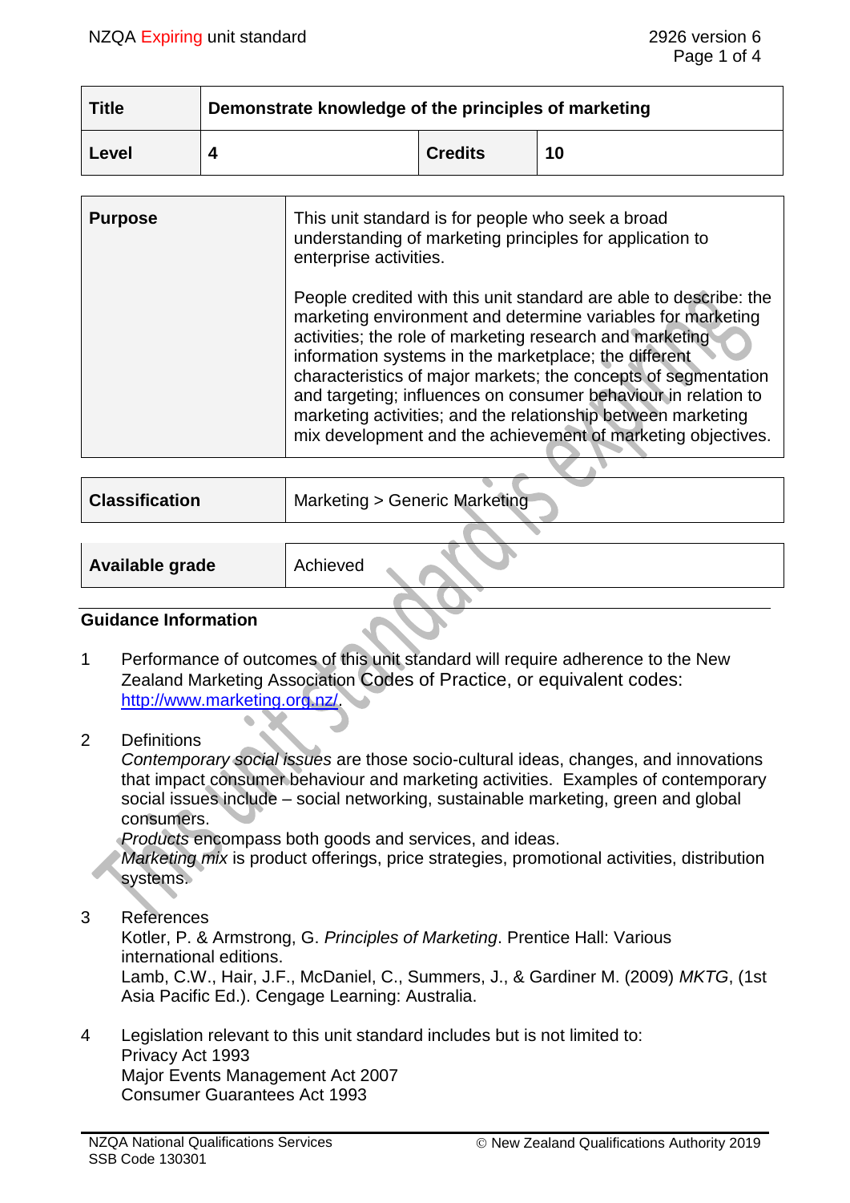| Title | Demonstrate knowledge of the principles of marketing | | |
|---|---|---|---|
| Level | 4 | Credits | 10 |

| Purpose | This unit standard is for people who seek a broad understanding of marketing principles for application to enterprise activities.<br><br>People credited with this unit standard are able to describe: the marketing environment and determine variables for marketing activities; the role of marketing research and marketing information systems in the marketplace; the different characteristics of major markets; the concepts of segmentation and targeting; influences on consumer behaviour in relation to marketing activities; and the relationship between marketing mix development and the achievement of marketing objectives. |
|---|---|

| Classification | Marketing > Generic Marketing |
|---|---|

| Available grade | Achieved |
|---|---|

## Guidance Information

1. Performance of outcomes of this unit standard will require adherence to the New Zealand Marketing Association Codes of Practice, or equivalent codes: http://www.marketing.org.nz/.

2. Definitions
   *Contemporary social issues* are those socio-cultural ideas, changes, and innovations that impact consumer behaviour and marketing activities. Examples of contemporary social issues include – social networking, sustainable marketing, green and global consumers.
   *Products* encompass both goods and services, and ideas.
   *Marketing mix* is product offerings, price strategies, promotional activities, distribution systems.

3. References
   Kotler, P. & Armstrong, G. *Principles of Marketing*. Prentice Hall: Various international editions.
   Lamb, C.W., Hair, J.F., McDaniel, C., Summers, J., & Gardiner M. (2009) *MKTG*, (1st Asia Pacific Ed.). Cengage Learning: Australia.

4. Legislation relevant to this unit standard includes but is not limited to:
   Privacy Act 1993
   Major Events Management Act 2007
   Consumer Guarantees Act 1993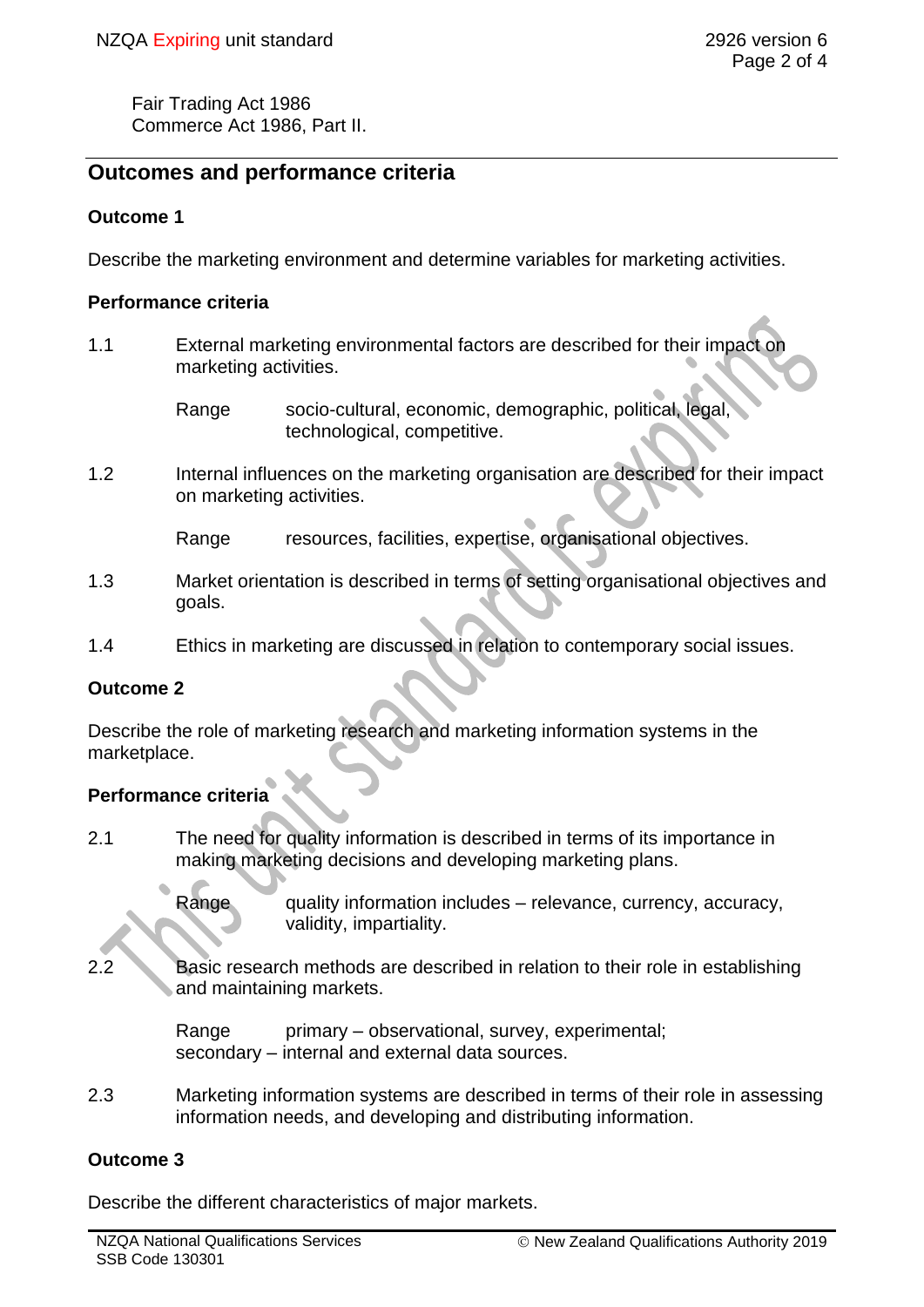Fair Trading Act 1986
Commerce Act 1986, Part II.

## Outcomes and performance criteria

### Outcome 1

Describe the marketing environment and determine variables for marketing activities.

#### Performance criteria

1.1 External marketing environmental factors are described for their impact on marketing activities.

Range socio-cultural, economic, demographic, political, legal, technological, competitive.

1.2 Internal influences on the marketing organisation are described for their impact on marketing activities.

Range resources, facilities, expertise, organisational objectives.

1.3 Market orientation is described in terms of setting organisational objectives and goals.

1.4 Ethics in marketing are discussed in relation to contemporary social issues.

### Outcome 2

Describe the role of marketing research and marketing information systems in the marketplace.

#### Performance criteria

2.1 The need for quality information is described in terms of its importance in making marketing decisions and developing marketing plans.

Range quality information includes – relevance, currency, accuracy, validity, impartiality.

2.2 Basic research methods are described in relation to their role in establishing and maintaining markets.

Range primary – observational, survey, experimental;
secondary – internal and external data sources.

2.3 Marketing information systems are described in terms of their role in assessing information needs, and developing and distributing information.

### Outcome 3

Describe the different characteristics of major markets.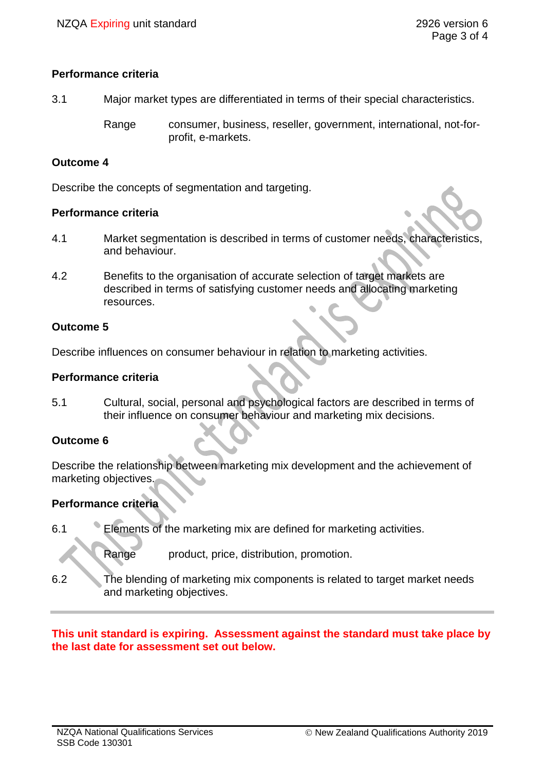**Performance criteria**

3.1 Major market types are differentiated in terms of their special characteristics.

Range consumer, business, reseller, government, international, not-for-profit, e-markets.

**Outcome 4**

Describe the concepts of segmentation and targeting.

**Performance criteria**

4.1 Market segmentation is described in terms of customer needs, characteristics, and behaviour.

4.2 Benefits to the organisation of accurate selection of target markets are described in terms of satisfying customer needs and allocating marketing resources.

**Outcome 5**

Describe influences on consumer behaviour in relation to marketing activities.

**Performance criteria**

5.1 Cultural, social, personal and psychological factors are described in terms of their influence on consumer behaviour and marketing mix decisions.

**Outcome 6**

Describe the relationship between marketing mix development and the achievement of marketing objectives.

**Performance criteria**

6.1 Elements of the marketing mix are defined for marketing activities.

Range product, price, distribution, promotion.

6.2 The blending of marketing mix components is related to target market needs and marketing objectives.

---

**This unit standard is expiring. Assessment against the standard must take place by the last date for assessment set out below.**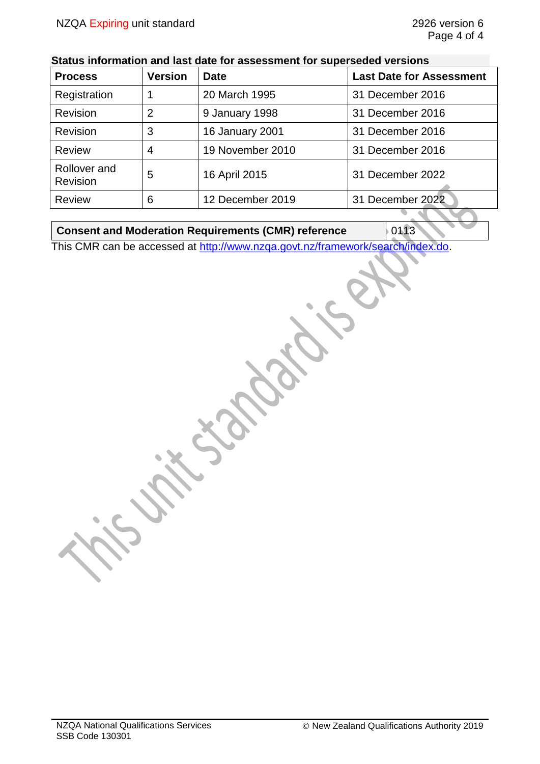**Status information and last date for assessment for superseded versions**

| Process | Version | Date | Last Date for Assessment |
|---|---|---|---|
| Registration | 1 | 20 March 1995 | 31 December 2016 |
| Revision | 2 | 9 January 1998 | 31 December 2016 |
| Revision | 3 | 16 January 2001 | 31 December 2016 |
| Review | 4 | 19 November 2010 | 31 December 2016 |
| Rollover and Revision | 5 | 16 April 2015 | 31 December 2022 |
| Review | 6 | 12 December 2019 | 31 December 2022 |

| Consent and Moderation Requirements (CMR) reference | 0113 |
|---|---|

This CMR can be accessed at http://www.nzqa.govt.nz/framework/search/index.do.

This unit standard is expiring